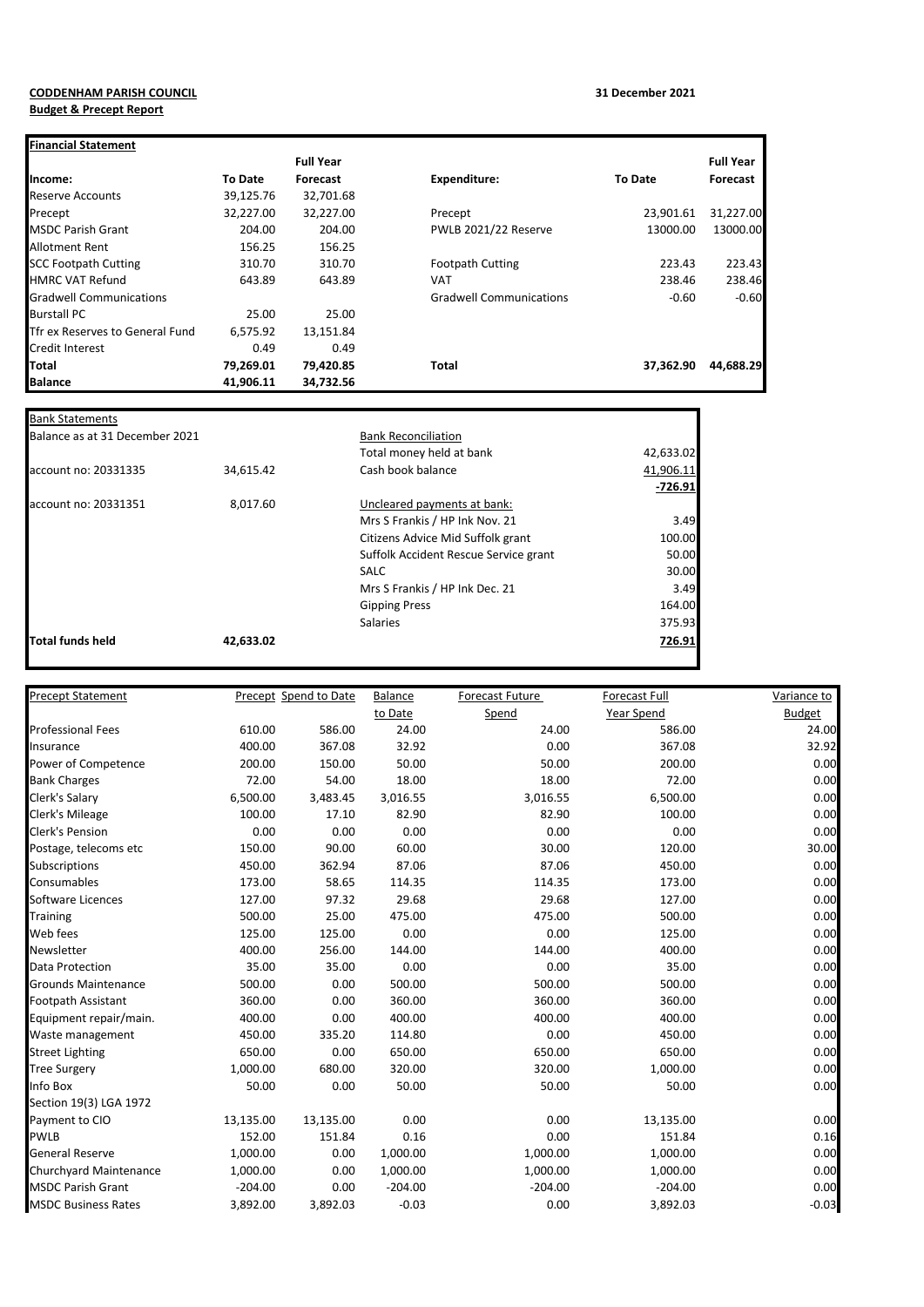**CODDENHAM PARISH COUNCIL**

**Budget & Precept Report**

**31 December 2021**

| **Financial Statement** | | | | | |
|---|---|---|---|---|---|
| | | **Full Year** | | | **Full Year** |
| **Income:** | **To Date** | **Forecast** | **Expenditure:** | **To Date** | **Forecast** |
| Reserve Accounts | 39,125.76 | 32,701.68 | | | |
| Precept | 32,227.00 | 32,227.00 | Precept | 23,901.61 | 31,227.00 |
| MSDC Parish Grant | 204.00 | 204.00 | PWLB 2021/22 Reserve | 13000.00 | 13000.00 |
| Allotment Rent | 156.25 | 156.25 | | | |
| SCC Footpath Cutting | 310.70 | 310.70 | Footpath Cutting | 223.43 | 223.43 |
| HMRC VAT Refund | 643.89 | 643.89 | VAT | 238.46 | 238.46 |
| Gradwell Communications | | | Gradwell Communications | -0.60 | -0.60 |
| Burstall PC | 25.00 | 25.00 | | | |
| Tfr ex Reserves to General Fund | 6,575.92 | 13,151.84 | | | |
| Credit Interest | 0.49 | 0.49 | | | |
| **Total** | **79,269.01** | **79,420.85** | **Total** | **37,362.90** | **44,688.29** |
| **Balance** | **41,906.11** | **34,732.56** | | | |

| Bank Statements | | | |
|---|---|---|---|
| Balance as at 31 December 2021 | | Bank Reconciliation | |
| | | Total money held at bank | 42,633.02 |
| account no: 20331335 | 34,615.42 | Cash book balance | 41,906.11 |
| | | | -726.91 |
| account no: 20331351 | 8,017.60 | Uncleared payments at bank: | |
| | | Mrs S Frankis / HP Ink Nov. 21 | 3.49 |
| | | Citizens Advice Mid Suffolk grant | 100.00 |
| | | Suffolk Accident Rescue Service grant | 50.00 |
| | | SALC | 30.00 |
| | | Mrs S Frankis / HP Ink Dec. 21 | 3.49 |
| | | Gipping Press | 164.00 |
| | | Salaries | 375.93 |
| **Total funds held** | **42,633.02** | | 726.91 |

| Precept Statement | Precept | Spend to Date | Balance to Date | Forecast Future Spend | Forecast Full Year Spend | Variance to Budget |
|---|---|---|---|---|---|---|
| Professional Fees | 610.00 | 586.00 | 24.00 | 24.00 | 586.00 | 24.00 |
| Insurance | 400.00 | 367.08 | 32.92 | 0.00 | 367.08 | 32.92 |
| Power of Competence | 200.00 | 150.00 | 50.00 | 50.00 | 200.00 | 0.00 |
| Bank Charges | 72.00 | 54.00 | 18.00 | 18.00 | 72.00 | 0.00 |
| Clerk's Salary | 6,500.00 | 3,483.45 | 3,016.55 | 3,016.55 | 6,500.00 | 0.00 |
| Clerk's Mileage | 100.00 | 17.10 | 82.90 | 82.90 | 100.00 | 0.00 |
| Clerk's Pension | 0.00 | 0.00 | 0.00 | 0.00 | 0.00 | 0.00 |
| Postage, telecoms etc | 150.00 | 90.00 | 60.00 | 30.00 | 120.00 | 30.00 |
| Subscriptions | 450.00 | 362.94 | 87.06 | 87.06 | 450.00 | 0.00 |
| Consumables | 173.00 | 58.65 | 114.35 | 114.35 | 173.00 | 0.00 |
| Software Licences | 127.00 | 97.32 | 29.68 | 29.68 | 127.00 | 0.00 |
| Training | 500.00 | 25.00 | 475.00 | 475.00 | 500.00 | 0.00 |
| Web fees | 125.00 | 125.00 | 0.00 | 0.00 | 125.00 | 0.00 |
| Newsletter | 400.00 | 256.00 | 144.00 | 144.00 | 400.00 | 0.00 |
| Data Protection | 35.00 | 35.00 | 0.00 | 0.00 | 35.00 | 0.00 |
| Grounds Maintenance | 500.00 | 0.00 | 500.00 | 500.00 | 500.00 | 0.00 |
| Footpath Assistant | 360.00 | 0.00 | 360.00 | 360.00 | 360.00 | 0.00 |
| Equipment repair/main. | 400.00 | 0.00 | 400.00 | 400.00 | 400.00 | 0.00 |
| Waste management | 450.00 | 335.20 | 114.80 | 0.00 | 450.00 | 0.00 |
| Street Lighting | 650.00 | 0.00 | 650.00 | 650.00 | 650.00 | 0.00 |
| Tree Surgery | 1,000.00 | 680.00 | 320.00 | 320.00 | 1,000.00 | 0.00 |
| Info Box | 50.00 | 0.00 | 50.00 | 50.00 | 50.00 | 0.00 |
| Section 19(3) LGA 1972 | | | | | | |
| Payment to CIO | 13,135.00 | 13,135.00 | 0.00 | 0.00 | 13,135.00 | 0.00 |
| PWLB | 152.00 | 151.84 | 0.16 | 0.00 | 151.84 | 0.16 |
| General Reserve | 1,000.00 | 0.00 | 1,000.00 | 1,000.00 | 1,000.00 | 0.00 |
| Churchyard Maintenance | 1,000.00 | 0.00 | 1,000.00 | 1,000.00 | 1,000.00 | 0.00 |
| MSDC Parish Grant | -204.00 | 0.00 | -204.00 | -204.00 | -204.00 | 0.00 |
| MSDC Business Rates | 3,892.00 | 3,892.03 | -0.03 | 0.00 | 3,892.03 | -0.03 |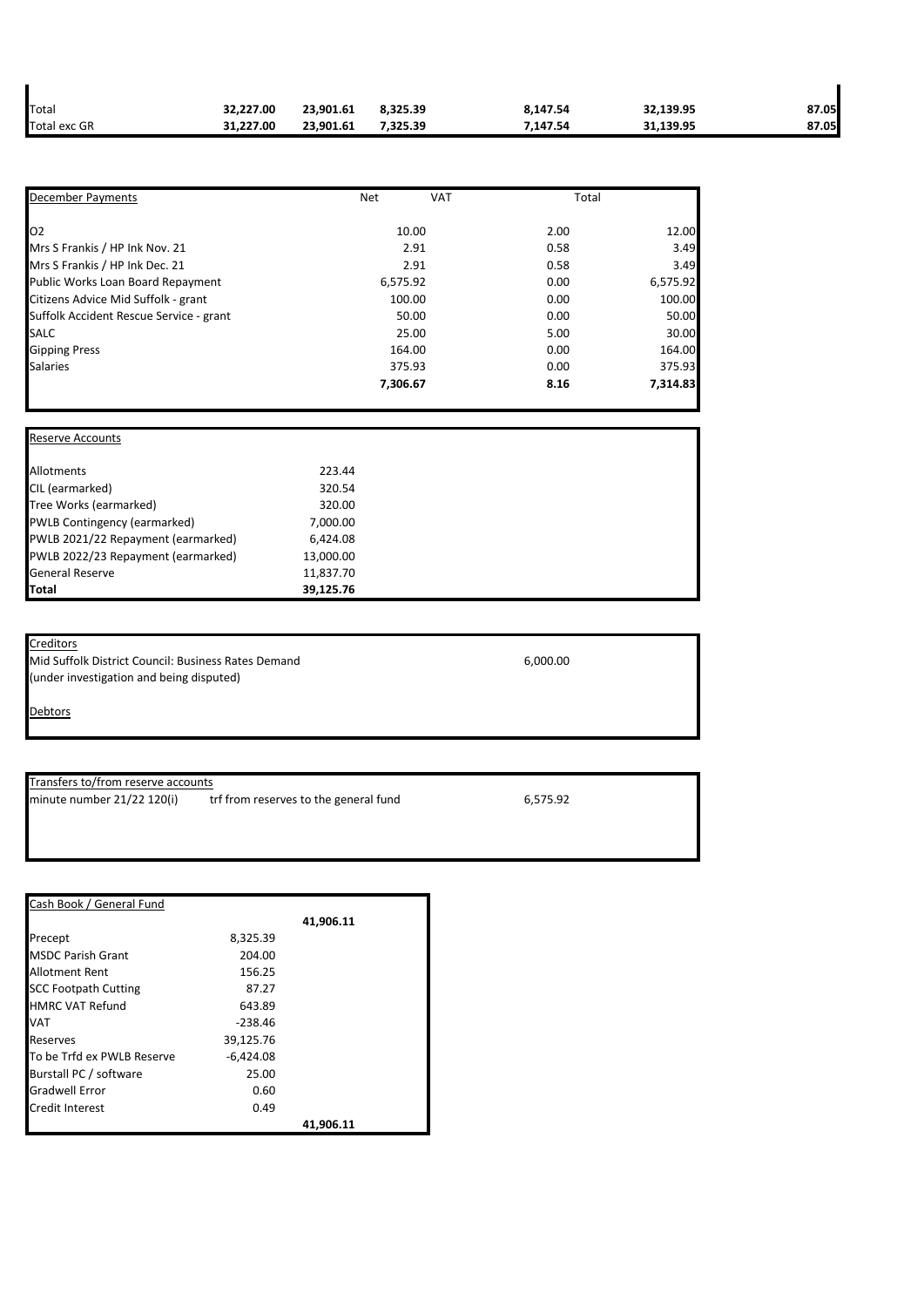| | | | | | | |
|---|---|---|---|---|---|---|
| Total | 32,227.00 | 23,901.61 | 8,325.39 | 8,147.54 | 32,139.95 | 87.05 |
| Total exc GR | 31,227.00 | 23,901.61 | 7,325.39 | 7,147.54 | 31,139.95 | 87.05 |

| December Payments | Net | VAT | Total |
|---|---|---|---|
| O2 | 10.00 | 2.00 | 12.00 |
| Mrs S Frankis / HP Ink Nov. 21 | 2.91 | 0.58 | 3.49 |
| Mrs S Frankis / HP Ink Dec. 21 | 2.91 | 0.58 | 3.49 |
| Public Works Loan Board Repayment | 6,575.92 | 0.00 | 6,575.92 |
| Citizens Advice Mid Suffolk - grant | 100.00 | 0.00 | 100.00 |
| Suffolk Accident Rescue Service - grant | 50.00 | 0.00 | 50.00 |
| SALC | 25.00 | 5.00 | 30.00 |
| Gipping Press | 164.00 | 0.00 | 164.00 |
| Salaries | 375.93 | 0.00 | 375.93 |
| | **7,306.67** | **8.16** | **7,314.83** |

| Reserve Accounts | |
|---|---|
| Allotments | 223.44 |
| CIL (earmarked) | 320.54 |
| Tree Works (earmarked) | 320.00 |
| PWLB Contingency (earmarked) | 7,000.00 |
| PWLB 2021/22 Repayment (earmarked) | 6,424.08 |
| PWLB 2022/23 Repayment (earmarked) | 13,000.00 |
| General Reserve | 11,837.70 |
| **Total** | **39,125.76** |

Creditors

Mid Suffolk District Council: Business Rates Demand (under investigation and being disputed) — 6,000.00

Debtors

| Transfers to/from reserve accounts | | |
|---|---|---|
| minute number 21/22 120(i) | trf from reserves to the general fund | 6,575.92 |

| Cash Book / General Fund | | |
|---|---|---|
| | | **41,906.11** |
| Precept | 8,325.39 | |
| MSDC Parish Grant | 204.00 | |
| Allotment Rent | 156.25 | |
| SCC Footpath Cutting | 87.27 | |
| HMRC VAT Refund | 643.89 | |
| VAT | -238.46 | |
| Reserves | 39,125.76 | |
| To be Trfd ex PWLB Reserve | -6,424.08 | |
| Burstall PC / software | 25.00 | |
| Gradwell Error | 0.60 | |
| Credit Interest | 0.49 | |
| | | **41,906.11** |